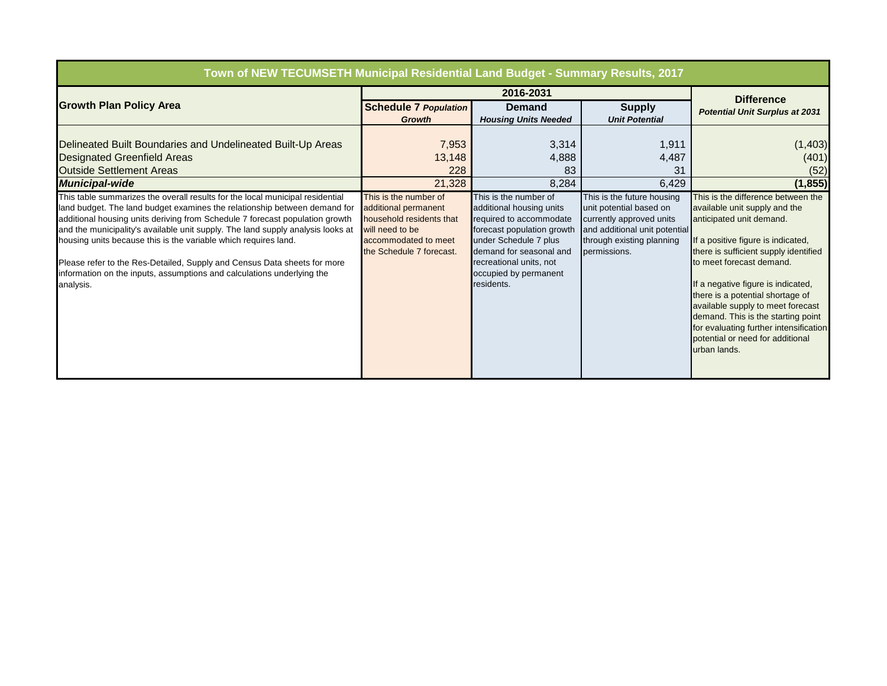| Town of NEW TECUMSETH Municipal Residential Land Budget - Summary Results, 2017 | | | | |
|---|---|---|---|---|
| **Growth Plan Policy Area** | **2016-2031** | | | **Difference** |
| | **Schedule 7** ***Population Growth*** | **Demand** ***Housing Units Needed*** | **Supply** ***Unit Potential*** | ***Potential Unit Surplus at 2031*** |
| Delineated Built Boundaries and Undelineated Built-Up Areas | 7,953 | 3,314 | 1,911 | (1,403) |
| Designated Greenfield Areas | 13,148 | 4,888 | 4,487 | (401) |
| Outside Settlement Areas | 228 | 83 | 31 | (52) |
| ***Municipal-wide*** | 21,328 | 8,284 | 6,429 | **(1,855)** |
| This table summarizes the overall results for the local municipal residential land budget. The land budget examines the relationship between demand for additional housing units deriving from Schedule 7 forecast population growth and the municipality's available unit supply. The land supply analysis looks at housing units because this is the variable which requires land. Please refer to the Res-Detailed, Supply and Census Data sheets for more information on the inputs, assumptions and calculations underlying the analysis. | This is the number of additional permanent household residents that will need to be accommodated to meet the Schedule 7 forecast. | This is the number of additional housing units required to accommodate forecast population growth under Schedule 7 plus demand for seasonal and recreational units, not occupied by permanent residents. | This is the future housing unit potential based on currently approved units and additional unit potential through existing planning permissions. | This is the difference between the available unit supply and the anticipated unit demand. If a positive figure is indicated, there is sufficient supply identified to meet forecast demand. If a negative figure is indicated, there is a potential shortage of available supply to meet forecast demand. This is the starting point for evaluating further intensification potential or need for additional urban lands. |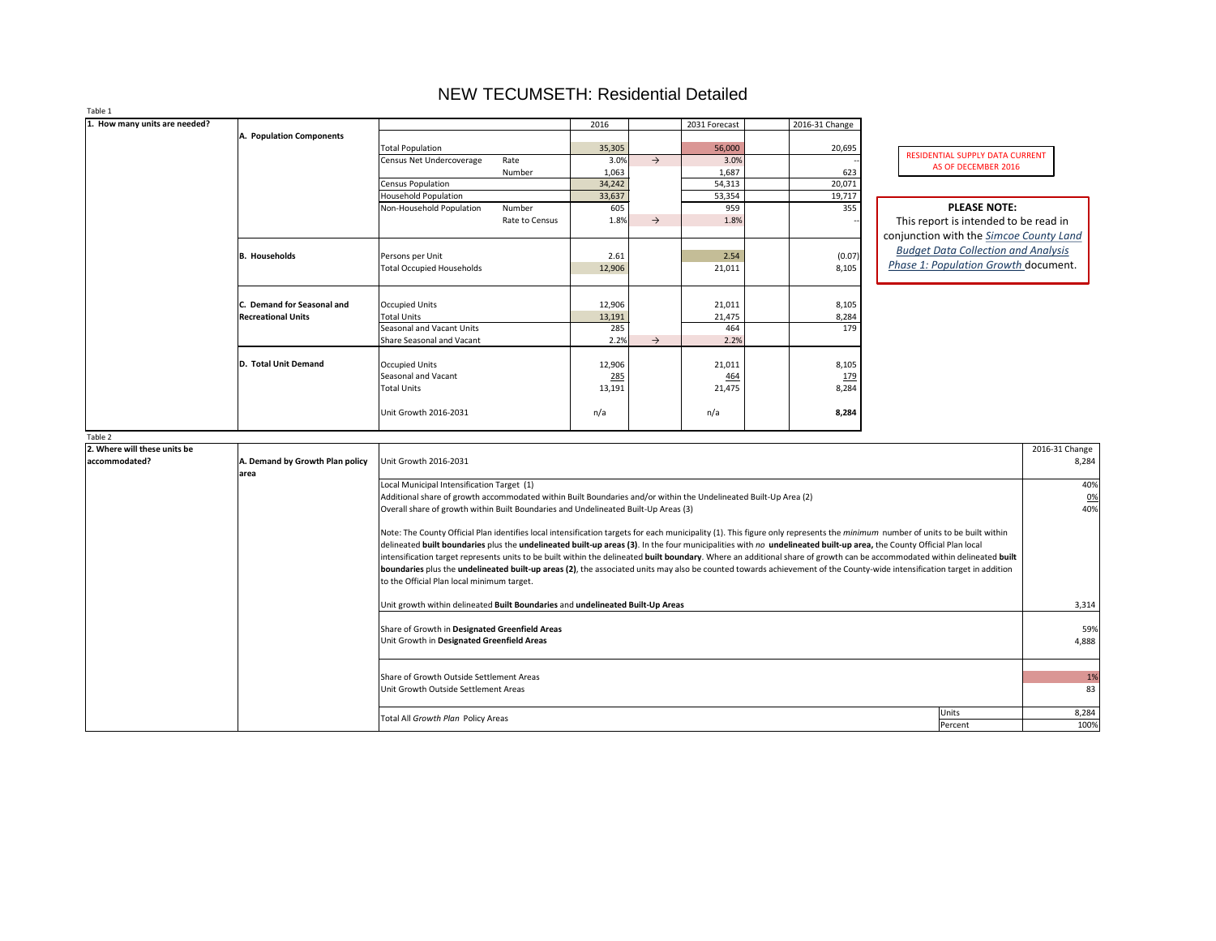# NEW TECUMSETH: Residential Detailed

RESIDENTIAL SUPPLY DATA CURRENT AS OF DECEMBER 2016

**PLEASE NOTE:**
This report is intended to be read in conjunction with the *Simcoe County Land Budget Data Collection and Analysis Phase 1: Population Growth* document.

Table 1

| 1. How many units are needed? | | | | 2016 | | 2031 Forecast | | 2016-31 Change |
|---|---|---|---|---|---|---|---|---|
| | **A. Population Components** | | | | | | | |
| | | Total Population | | 35,305 | | 56,000 | | 20,695 |
| | | Census Net Undercoverage | Rate | 3.0% | → | 3.0% | | -- |
| | | | Number | 1,063 | | 1,687 | | 623 |
| | | Census Population | | 34,242 | | 54,313 | | 20,071 |
| | | Household Population | | 33,637 | | 53,354 | | 19,717 |
| | | Non-Household Population | Number | 605 | | 959 | | 355 |
| | | | Rate to Census | 1.8% | → | 1.8% | | -- |
| | **B. Households** | Persons per Unit | | 2.61 | | 2.54 | | (0.07) |
| | | Total Occupied Households | | 12,906 | | 21,011 | | 8,105 |
| | **C. Demand for Seasonal and Recreational Units** | Occupied Units | | 12,906 | | 21,011 | | 8,105 |
| | | Total Units | | 13,191 | | 21,475 | | 8,284 |
| | | Seasonal and Vacant Units | | 285 | | 464 | | 179 |
| | | Share Seasonal and Vacant | | 2.2% | → | 2.2% | | |
| | **D. Total Unit Demand** | Occupied Units | | 12,906 | | 21,011 | | 8,105 |
| | | Seasonal and Vacant | | 285 | | 464 | | 179 |
| | | Total Units | | 13,191 | | 21,475 | | 8,284 |
| | | Unit Growth 2016-2031 | | n/a | | n/a | | **8,284** |

Table 2

| 2. Where will these units be accommodated? | | | | 2016-31 Change |
|---|---|---|---|---|
| | **A. Demand by Growth Plan policy area** | Unit Growth 2016-2031 | | 8,284 |
| | | Local Municipal Intensification Target (1) | | 40% |
| | | Additional share of growth accommodated within Built Boundaries and/or within the Undelineated Built-Up Area (2) | | 0% |
| | | Overall share of growth within Built Boundaries and Undelineated Built-Up Areas (3) | | 40% |
| | | Note: The County Official Plan identifies local intensification targets for each municipality (1). This figure only represents the *minimum* number of units to be built within delineated **built boundaries** plus the **undelineated built-up areas (3)**. In the four municipalities with *no* **undelineated built-up area,** the County Official Plan local intensification target represents units to be built within the delineated **built boundary**. Where an additional share of growth can be accommodated within delineated **built boundaries** plus the **undelineated built-up areas (2)**, the associated units may also be counted towards achievement of the County-wide intensification target in addition to the Official Plan local minimum target. | | |
| | | Unit growth within delineated **Built Boundaries** and **undelineated Built-Up Areas** | | 3,314 |
| | | Share of Growth in **Designated Greenfield Areas** | | 59% |
| | | Unit Growth in **Designated Greenfield Areas** | | 4,888 |
| | | Share of Growth Outside Settlement Areas | | 1% |
| | | Unit Growth Outside Settlement Areas | | 83 |
| | | Total All *Growth Plan* Policy Areas | Units | 8,284 |
| | | | Percent | 100% |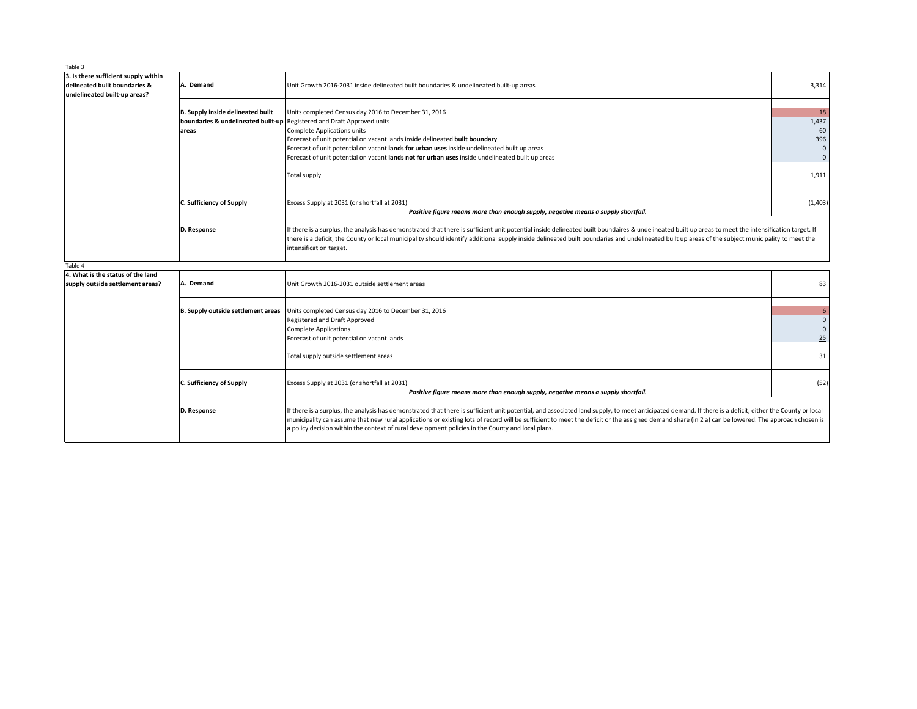Table 3

| 3. Is there sufficient supply within delineated built boundaries & undelineated built-up areas? | | | |
|---|---|---|---|
| | **A. Demand** | Unit Growth 2016-2031 inside delineated built boundaries & undelineated built-up areas | 3,314 |
| | **B. Supply inside delineated built boundaries & undelineated built-up areas** | Units completed Census day 2016 to December 31, 2016 | 18 |
| | | Registered and Draft Approved units | 1,437 |
| | | Complete Applications units | 60 |
| | | Forecast of unit potential on vacant lands inside delineated **built boundary** | 396 |
| | | Forecast of unit potential on vacant **lands for urban uses** inside undelineated built up areas | 0 |
| | | Forecast of unit potential on vacant **lands not for urban uses** inside undelineated built up areas | 0 |
| | | Total supply | 1,911 |
| | **C. Sufficiency of Supply** | Excess Supply at 2031 (or shortfall at 2031) ***Positive figure means more than enough supply, negative means a supply shortfall.*** | (1,403) |
| | **D. Response** | If there is a surplus, the analysis has demonstrated that there is sufficient unit potential inside delineated built boundaires & undelineated built up areas to meet the intensification target. If there is a deficit, the County or local municipality should identify additional supply inside delineated built boundaries and undelineated built up areas of the subject municipality to meet the intensification target. | |

Table 4

| 4. What is the status of the land supply outside settlement areas? | | | |
|---|---|---|---|
| | **A. Demand** | Unit Growth 2016-2031 outside settlement areas | 83 |
| | **B. Supply outside settlement areas** | Units completed Census day 2016 to December 31, 2016 | 6 |
| | | Registered and Draft Approved | 0 |
| | | Complete Applications | 0 |
| | | Forecast of unit potential on vacant lands | 25 |
| | | Total supply outside settlement areas | 31 |
| | **C. Sufficiency of Supply** | Excess Supply at 2031 (or shortfall at 2031) ***Positive figure means more than enough supply, negative means a supply shortfall.*** | (52) |
| | **D. Response** | If there is a surplus, the analysis has demonstrated that there is sufficient unit potential, and associated land supply, to meet anticipated demand. If there is a deficit, either the County or local municipality can assume that new rural applications or existing lots of record will be sufficient to meet the deficit or the assigned demand share (in 2 a) can be lowered. The approach chosen is a policy decision within the context of rural development policies in the County and local plans. | |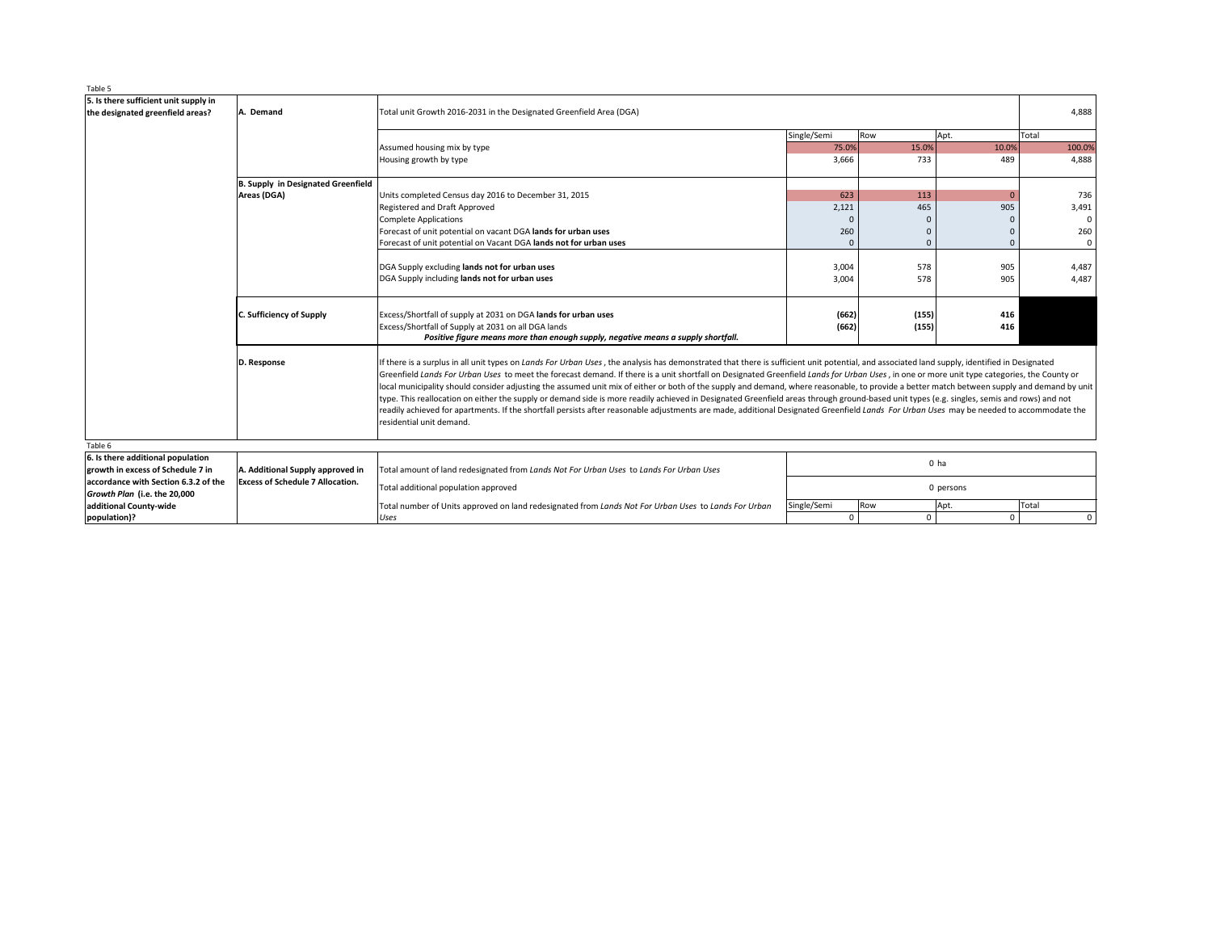Table 5

| 5. Is there sufficient unit supply in the designated greenfield areas? | | | | | | |
|---|---|---|---|---|---|---|
| | **A. Demand** | Total unit Growth 2016-2031 in the Designated Greenfield Area (DGA) | | | | 4,888 |
| | | | Single/Semi | Row | Apt. | Total |
| | | Assumed housing mix by type | 75.0% | 15.0% | 10.0% | 100.0% |
| | | Housing growth by type | 3,666 | 733 | 489 | 4,888 |
| | **B. Supply in Designated Greenfield Areas (DGA)** | Units completed Census day 2016 to December 31, 2015 | 623 | 113 | 0 | 736 |
| | | Registered and Draft Approved | 2,121 | 465 | 905 | 3,491 |
| | | Complete Applications | 0 | 0 | 0 | 0 |
| | | Forecast of unit potential on vacant DGA **lands for urban uses** | 260 | 0 | 0 | 260 |
| | | Forecast of unit potential on Vacant DGA **lands not for urban uses** | 0 | 0 | 0 | 0 |
| | | DGA Supply excluding **lands not for urban uses** | 3,004 | 578 | 905 | 4,487 |
| | | DGA Supply including **lands not for urban uses** | 3,004 | 578 | 905 | 4,487 |
| | **C. Sufficiency of Supply** | Excess/Shortfall of supply at 2031 on DGA **lands for urban uses** | **(662)** | **(155)** | **416** | |
| | | Excess/Shortfall of Supply at 2031 on all DGA lands | **(662)** | **(155)** | **416** | |
| | | ***Positive figure means more than enough supply, negative means a supply shortfall.*** | | | | |
| | **D. Response** | If there is a surplus in all unit types on *Lands For Urban Uses* , the analysis has demonstrated that there is sufficient unit potential, and associated land supply, identified in Designated Greenfield *Lands For Urban Uses* to meet the forecast demand. If there is a unit shortfall on Designated Greenfield *Lands for Urban Uses* , in one or more unit type categories, the County or local municipality should consider adjusting the assumed unit mix of either or both of the supply and demand, where reasonable, to provide a better match between supply and demand by unit type. This reallocation on either the supply or demand side is more readily achieved in Designated Greenfield areas through ground-based unit types (e.g. singles, semis and rows) and not readily achieved for apartments. If the shortfall persists after reasonable adjustments are made, additional Designated Greenfield *Lands For Urban Uses* may be needed to accommodate the residential unit demand. | | | | |

Table 6

| 6. Is there additional population growth in excess of Schedule 7 in accordance with Section 6.3.2 of the *Growth Plan* (i.e. the 20,000 additional County-wide population)? | **A. Additional Supply approved in Excess of Schedule 7 Allocation.** | | | | | |
|---|---|---|---|---|---|---|
| | | Total amount of land redesignated from *Lands Not For Urban Uses* to *Lands For Urban Uses* | 0 ha | | | |
| | | Total additional population approved | 0 persons | | | |
| | | | Single/Semi | Row | Apt. | Total |
| | | Total number of Units approved on land redesignated from *Lands Not For Urban Uses* to *Lands For Urban Uses* | 0 | 0 | 0 | 0 |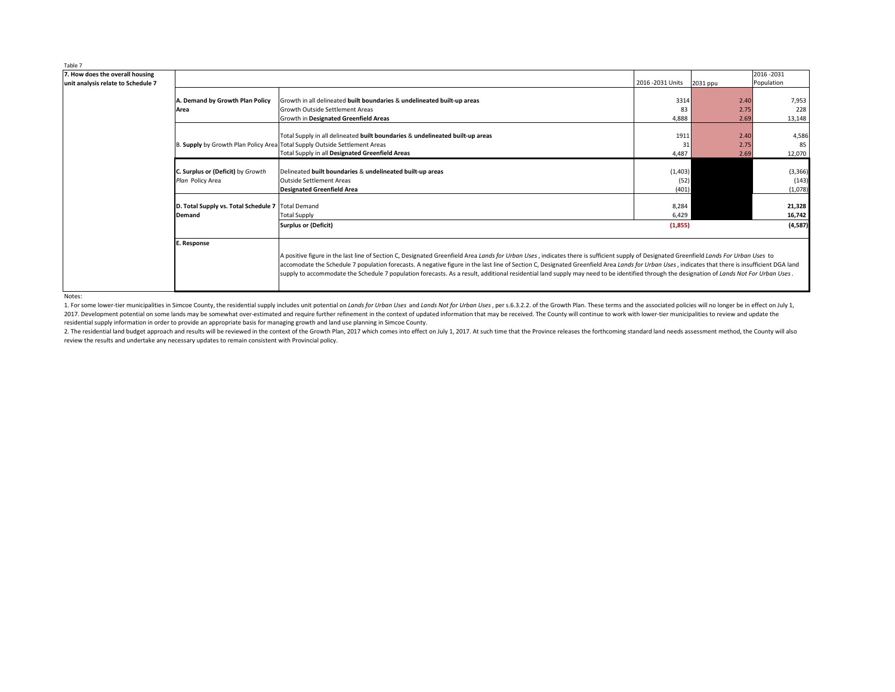Table 7

| 7. How does the overall housing unit analysis relate to Schedule 7 | | | 2016 -2031 Units | 2031 ppu | 2016 -2031 Population |
|---|---|---|---|---|---|
| | **A. Demand by Growth Plan Policy Area** | Growth in all delineated **built boundaries** & **undelineated built-up areas** | 3314 | 2.40 | 7,953 |
| | | Growth Outside Settlement Areas | 83 | 2.75 | 228 |
| | | Growth in **Designated Greenfield Areas** | 4,888 | 2.69 | 13,148 |
| | B. **Supply** by Growth Plan Policy Area | Total Supply in all delineated **built boundaries** & **undelineated built-up areas** | 1911 | 2.40 | 4,586 |
| | | Total Supply Outside Settlement Areas | 31 | 2.75 | 85 |
| | | Total Supply in all **Designated Greenfield Areas** | 4,487 | 2.69 | 12,070 |
| | **C. Surplus or (Deficit)** by *Growth Plan* Policy Area | Delineated **built boundaries** & **undelineated built-up areas** | (1,403) | | (3,366) |
| | | Outside Settlement Areas | (52) | | (143) |
| | | **Designated Greenfield Area** | (401) | | (1,078) |
| | **D. Total Supply vs. Total Schedule 7 Demand** | Total Demand | 8,284 | | **21,328** |
| | | Total Supply | 6,429 | | **16,742** |
| | | **Surplus or (Deficit)** | **(1,855)** | | **(4,587)** |
| | **E. Response** | A positive figure in the last line of Section C, Designated Greenfield Area *Lands for Urban Uses*, indicates there is sufficient supply of Designated Greenfield *Lands For Urban Uses* to accomodate the Schedule 7 population forecasts. A negative figure in the last line of Section C, Designated Greenfield Area *Lands for Urban Uses*, indicates that there is insufficient DGA land supply to accommodate the Schedule 7 population forecasts. As a result, additional residential land supply may need to be identified through the designation of *Lands Not For Urban Uses*. | | | |

Notes:

1. For some lower-tier municipalities in Simcoe County, the residential supply includes unit potential on *Lands for Urban Uses* and *Lands Not for Urban Uses*, per s.6.3.2.2. of the Growth Plan. These terms and the associated policies will no longer be in effect on July 1, 2017. Development potential on some lands may be somewhat over-estimated and require further refinement in the context of updated information that may be received. The County will continue to work with lower-tier municipalities to review and update the residential supply information in order to provide an appropriate basis for managing growth and land use planning in Simcoe County.

2. The residential land budget approach and results will be reviewed in the context of the Growth Plan, 2017 which comes into effect on July 1, 2017. At such time that the Province releases the forthcoming standard land needs assessment method, the County will also review the results and undertake any necessary updates to remain consistent with Provincial policy.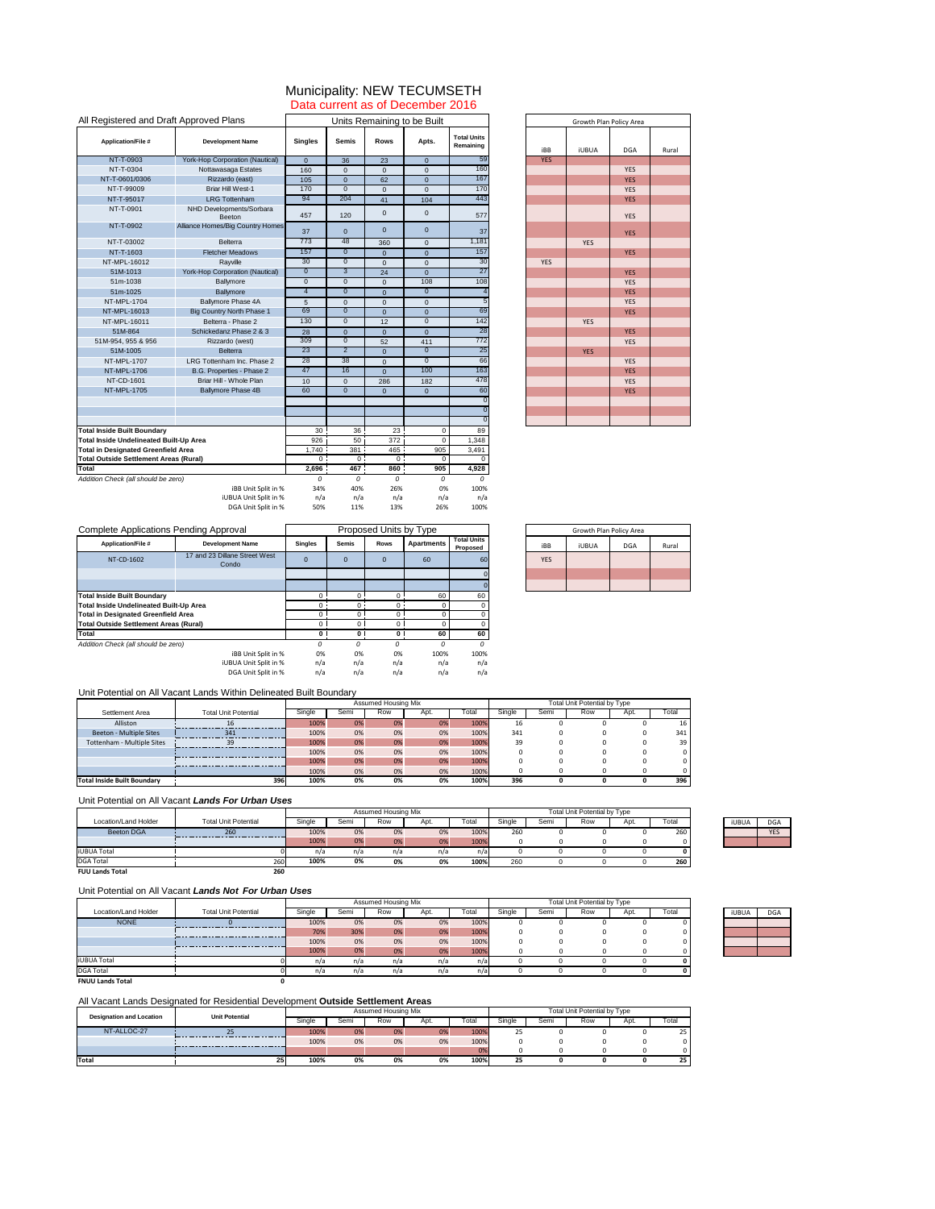# Municipality: NEW TECUMSETH

## Data current as of December 2016

### All Registered and Draft Approved Plans

| Application/File # | Development Name | Singles | Semis | Rows | Apts. | Total Units Remaining | iBB | iUBUA | DGA | Rural |
|---|---|---|---|---|---|---|---|---|---|---|
| | | Units Remaining to be Built | | | | | Growth Plan Policy Area | | | |
| NT-T-0903 | York-Hop Corporation (Nautical) | 0 | 36 | 23 | 0 | 59 | YES | | | |
| NT-T-0304 | Nottawasaga Estates | 160 | 0 | 0 | 0 | 160 | | | YES | |
| NT-T-0601/0306 | Rizzardo (east) | 105 | 0 | 62 | 0 | 167 | | | YES | |
| NT-T-99009 | Briar Hill West-1 | 170 | 0 | 0 | 0 | 170 | | | YES | |
| NT-T-95017 | LRG Tottenham | 94 | 204 | 41 | 104 | 443 | | | YES | |
| NT-T-0901 | NHD Developments/Sorbara Beeton | 457 | 120 | 0 | 0 | 577 | | | YES | |
| NT-T-0902 | Alliance Homes/Big Country Homes | 37 | 0 | 0 | 0 | 37 | | | YES | |
| NT-T-03002 | Belterra | 773 | 48 | 360 | 0 | 1,181 | | YES | | |
| NT-T-1603 | Fletcher Meadows | 157 | 0 | 0 | 0 | 157 | | | YES | |
| NT-MPL-16012 | Rayville | 30 | 0 | 0 | 0 | 30 | YES | | | |
| 51m-1013 | York-Hop Corporation (Nautical) | 0 | 3 | 24 | 0 | 27 | | | YES | |
| 51m-1038 | Ballymore | 0 | 0 | 0 | 108 | 108 | | | YES | |
| 51m-1025 | Ballymore | 4 | 0 | 0 | 0 | 4 | | | YES | |
| NT-MPL-1704 | Ballymore Phase 4A | 5 | 0 | 0 | 0 | 5 | | | YES | |
| NT-MPL-16013 | Big Country North Phase 1 | 69 | 0 | 0 | 0 | 69 | | | YES | |
| NT-MPL-16011 | Belterra - Phase 2 | 130 | 0 | 12 | 0 | 142 | | YES | | |
| 51M-864 | Schickedanz Phase 2 & 3 | 28 | 0 | 0 | 0 | 28 | | | YES | |
| 51M-954, 955 & 956 | Rizzardo (west) | 309 | 0 | 52 | 411 | 772 | | | YES | |
| 51M-1005 | Belterra | 23 | 2 | 0 | 0 | 25 | | YES | | |
| NT-MPL-1707 | LRG Tottenham Inc. Phase 2 | 28 | 38 | 0 | 0 | 66 | | | YES | |
| NT-MPL-1706 | B.G. Properties - Phase 2 | 47 | 16 | 0 | 100 | 163 | | | YES | |
| NT-CD-1601 | Briar Hill - Whole Plan | 10 | 0 | 286 | 182 | 478 | | | YES | |
| NT-MPL-1705 | Ballymore Phase 4B | 60 | 0 | 0 | 0 | 60 | | | YES | |
| | | | | | | 0 | | | | |
| | | | | | | 0 | | | | |
| | | | | | | 0 | | | | |
| **Total Inside Built Boundary** | | 30 | 36 | 23 | 0 | 89 | | | | |
| **Total Inside Undelineated Built-Up Area** | | 926 | 50 | 372 | 0 | 1,348 | | | | |
| **Total in Designated Greenfield Area** | | 1,740 | 381 | 465 | 905 | 3,491 | | | | |
| **Total Outside Settlement Areas (Rural)** | | 0 | 0 | 0 | 0 | 0 | | | | |
| **Total** | | **2,696** | **467** | **860** | **905** | **4,928** | | | | |
| *Addition Check (all should be zero)* | | *0* | *0* | *0* | *0* | *0* | | | | |
| | iBB Unit Split in % | 34% | 40% | 26% | 0% | 100% | | | | |
| | iUBUA Unit Split in % | n/a | n/a | n/a | n/a | n/a | | | | |
| | DGA Unit Split in % | 50% | 11% | 13% | 26% | 100% | | | | |

### Complete Applications Pending Approval

| Application/File # | Development Name | Singles | Semis | Rows | Apartments | Total Units Proposed | iBB | iUBUA | DGA | Rural |
|---|---|---|---|---|---|---|---|---|---|---|
| | | Proposed Units by Type | | | | | Growth Plan Policy Area | | | |
| NT-CD-1602 | 17 and 23 Dillane Street West Condo | 0 | 0 | 0 | 60 | 60 | YES | | | |
| | | | | | | 0 | | | | |
| | | | | | | 0 | | | | |
| **Total Inside Built Boundary** | | 0 | 0 | 0 | 60 | 60 | | | | |
| **Total Inside Undelineated Built-Up Area** | | 0 | 0 | 0 | 0 | 0 | | | | |
| **Total in Designated Greenfield Area** | | 0 | 0 | 0 | 0 | 0 | | | | |
| **Total Outside Settlement Areas (Rural)** | | 0 | 0 | 0 | 0 | 0 | | | | |
| **Total** | | **0** | **0** | **0** | **60** | **60** | | | | |
| *Addition Check (all should be zero)* | | *0* | *0* | *0* | *0* | *0* | | | | |
| | iBB Unit Split in % | 0% | 0% | 0% | 100% | 100% | | | | |
| | iUBUA Unit Split in % | n/a | n/a | n/a | n/a | n/a | | | | |
| | DGA Unit Split in % | n/a | n/a | n/a | n/a | n/a | | | | |

### Unit Potential on All Vacant Lands Within Delineated Built Boundary

| Settlement Area | Total Unit Potential | Single | Semi | Row | Apt. | Total | Single | Semi | Row | Apt. | Total |
|---|---|---|---|---|---|---|---|---|---|---|---|
| | | Assumed Housing Mix | | | | | Total Unit Potential by Type | | | | |
| Alliston | 16 | 100% | 0% | 0% | 0% | 100% | 16 | 0 | 0 | 0 | 16 |
| Beeton - Multiple Sites | 341 | 100% | 0% | 0% | 0% | 100% | 341 | 0 | 0 | 0 | 341 |
| Tottenham - Multiple Sites | 39 | 100% | 0% | 0% | 0% | 100% | 39 | 0 | 0 | 0 | 39 |
| | | 100% | 0% | 0% | 0% | 100% | 0 | 0 | 0 | 0 | 0 |
| | | 100% | 0% | 0% | 0% | 100% | 0 | 0 | 0 | 0 | 0 |
| | | 100% | 0% | 0% | 0% | 100% | 0 | 0 | 0 | 0 | 0 |
| **Total Inside Built Boundary** | **396** | **100%** | **0%** | **0%** | **0%** | **100%** | **396** | **0** | **0** | **0** | **396** |

### Unit Potential on All Vacant *Lands For Urban Uses*

| Location/Land Holder | Total Unit Potential | Single | Semi | Row | Apt. | Total | Single | Semi | Row | Apt. | Total | iUBUA | DGA |
|---|---|---|---|---|---|---|---|---|---|---|---|---|---|
| | | Assumed Housing Mix | | | | | Total Unit Potential by Type | | | | | | |
| Beeton DGA | 260 | 100% | 0% | 0% | 0% | 100% | 260 | 0 | 0 | 0 | 260 | | YES |
| | | 100% | 0% | 0% | 0% | 100% | 0 | 0 | 0 | 0 | 0 | | |
| iUBUA Total | 0 | n/a | n/a | n/a | n/a | n/a | 0 | 0 | 0 | 0 | **0** | | |
| DGA Total | 260 | **100%** | **0%** | **0%** | **0%** | **100%** | 260 | 0 | 0 | 0 | **260** | | |
| **FUU Lands Total** | **260** | | | | | | | | | | | | |

### Unit Potential on All Vacant *Lands Not For Urban Uses*

| Location/Land Holder | Total Unit Potential | Single | Semi | Row | Apt. | Total | Single | Semi | Row | Apt. | Total | iUBUA | DGA |
|---|---|---|---|---|---|---|---|---|---|---|---|---|---|
| | | Assumed Housing Mix | | | | | Total Unit Potential by Type | | | | | | |
| NONE | 0 | 100% | 0% | 0% | 0% | 100% | 0 | 0 | 0 | 0 | 0 | | |
| | | 70% | 30% | 0% | 0% | 100% | 0 | 0 | 0 | 0 | 0 | | |
| | | 100% | 0% | 0% | 0% | 100% | 0 | 0 | 0 | 0 | 0 | | |
| | | 100% | 0% | 0% | 0% | 100% | 0 | 0 | 0 | 0 | 0 | | |
| iUBUA Total | 0 | n/a | n/a | n/a | n/a | n/a | 0 | 0 | 0 | 0 | **0** | | |
| DGA Total | 0 | n/a | n/a | n/a | n/a | n/a | 0 | 0 | 0 | 0 | **0** | | |
| **FNUU Lands Total** | **0** | | | | | | | | | | | | |

### All Vacant Lands Designated for Residential Development **Outside Settlement Areas**

| Designation and Location | Unit Potential | Single | Semi | Row | Apt. | Total | Single | Semi | Row | Apt. | Total |
|---|---|---|---|---|---|---|---|---|---|---|---|
| | | Assumed Housing Mix | | | | | Total Unit Potential by Type | | | | |
| NT-ALLOC-27 | 25 | 100% | 0% | 0% | 0% | 100% | 25 | 0 | 0 | 0 | 25 |
| | | 100% | 0% | 0% | 0% | 100% | 0 | 0 | 0 | 0 | 0 |
| | | | | | | 0% | 0 | 0 | 0 | 0 | 0 |
| **Total** | **25** | **100%** | **0%** | **0%** | **0%** | **100%** | **25** | **0** | **0** | **0** | **25** |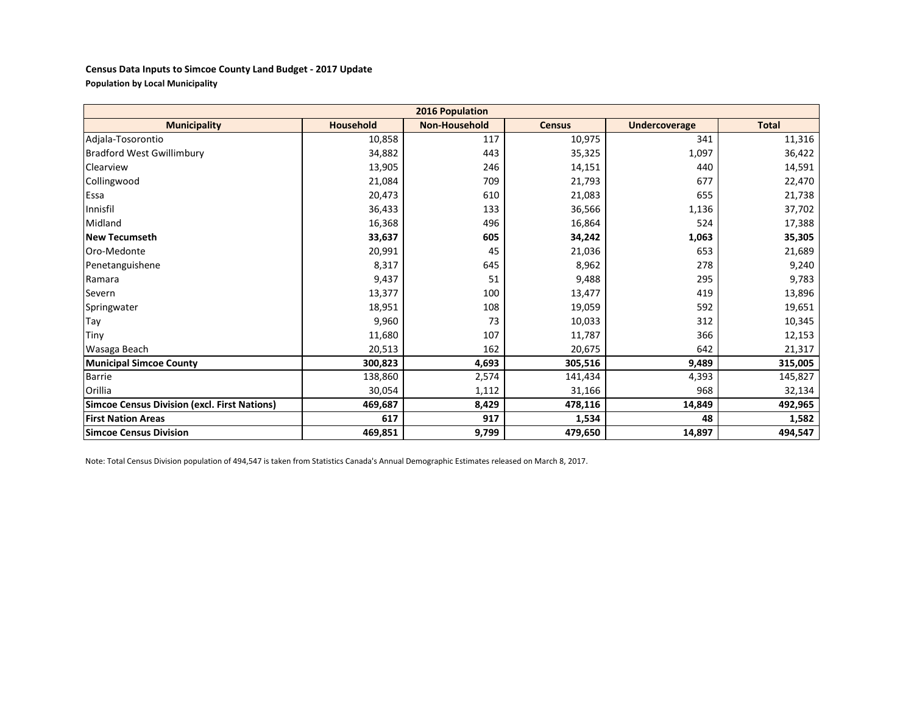**Census Data Inputs to Simcoe County Land Budget - 2017 Update**

**Population by Local Municipality**

| 2016 Population | | | | | |
|---|---|---|---|---|---|
| **Municipality** | **Household** | **Non-Household** | **Census** | **Undercoverage** | **Total** |
| Adjala-Tosorontio | 10,858 | 117 | 10,975 | 341 | 11,316 |
| Bradford West Gwillimbury | 34,882 | 443 | 35,325 | 1,097 | 36,422 |
| Clearview | 13,905 | 246 | 14,151 | 440 | 14,591 |
| Collingwood | 21,084 | 709 | 21,793 | 677 | 22,470 |
| Essa | 20,473 | 610 | 21,083 | 655 | 21,738 |
| Innisfil | 36,433 | 133 | 36,566 | 1,136 | 37,702 |
| Midland | 16,368 | 496 | 16,864 | 524 | 17,388 |
| **New Tecumseth** | **33,637** | **605** | **34,242** | **1,063** | **35,305** |
| Oro-Medonte | 20,991 | 45 | 21,036 | 653 | 21,689 |
| Penetanguishene | 8,317 | 645 | 8,962 | 278 | 9,240 |
| Ramara | 9,437 | 51 | 9,488 | 295 | 9,783 |
| Severn | 13,377 | 100 | 13,477 | 419 | 13,896 |
| Springwater | 18,951 | 108 | 19,059 | 592 | 19,651 |
| Tay | 9,960 | 73 | 10,033 | 312 | 10,345 |
| Tiny | 11,680 | 107 | 11,787 | 366 | 12,153 |
| Wasaga Beach | 20,513 | 162 | 20,675 | 642 | 21,317 |
| **Municipal Simcoe County** | **300,823** | **4,693** | **305,516** | **9,489** | **315,005** |
| Barrie | 138,860 | 2,574 | 141,434 | 4,393 | 145,827 |
| Orillia | 30,054 | 1,112 | 31,166 | 968 | 32,134 |
| **Simcoe Census Division (excl. First Nations)** | **469,687** | **8,429** | **478,116** | **14,849** | **492,965** |
| **First Nation Areas** | **617** | **917** | **1,534** | **48** | **1,582** |
| **Simcoe Census Division** | **469,851** | **9,799** | **479,650** | **14,897** | **494,547** |

Note: Total Census Division population of 494,547 is taken from Statistics Canada's Annual Demographic Estimates released on March 8, 2017.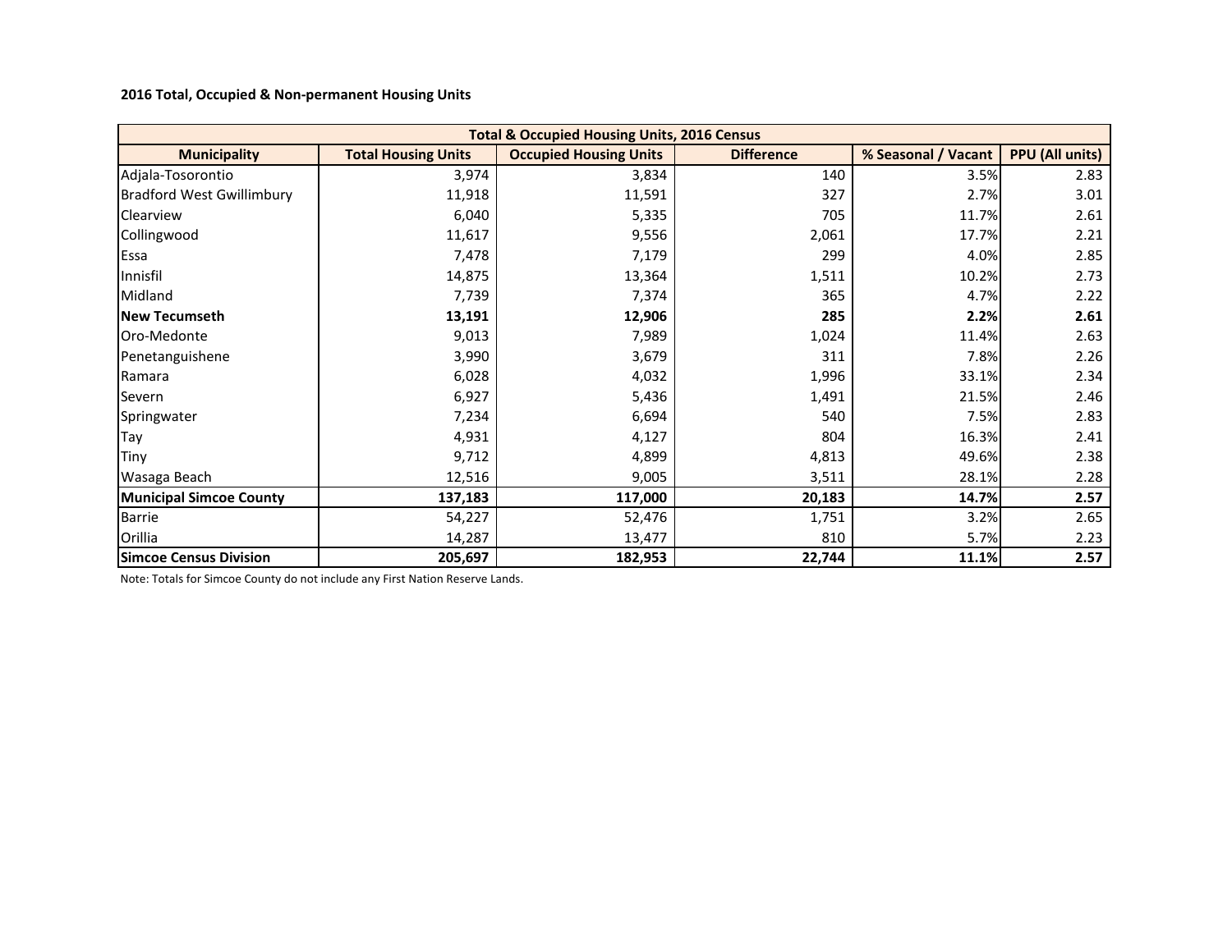**2016 Total, Occupied & Non-permanent Housing Units**

| Total & Occupied Housing Units, 2016 Census | | | | | |
|---|---|---|---|---|---|
| **Municipality** | **Total Housing Units** | **Occupied Housing Units** | **Difference** | **% Seasonal / Vacant** | **PPU (All units)** |
| Adjala-Tosorontio | 3,974 | 3,834 | 140 | 3.5% | 2.83 |
| Bradford West Gwillimbury | 11,918 | 11,591 | 327 | 2.7% | 3.01 |
| Clearview | 6,040 | 5,335 | 705 | 11.7% | 2.61 |
| Collingwood | 11,617 | 9,556 | 2,061 | 17.7% | 2.21 |
| Essa | 7,478 | 7,179 | 299 | 4.0% | 2.85 |
| Innisfil | 14,875 | 13,364 | 1,511 | 10.2% | 2.73 |
| Midland | 7,739 | 7,374 | 365 | 4.7% | 2.22 |
| **New Tecumseth** | **13,191** | **12,906** | **285** | **2.2%** | **2.61** |
| Oro-Medonte | 9,013 | 7,989 | 1,024 | 11.4% | 2.63 |
| Penetanguishene | 3,990 | 3,679 | 311 | 7.8% | 2.26 |
| Ramara | 6,028 | 4,032 | 1,996 | 33.1% | 2.34 |
| Severn | 6,927 | 5,436 | 1,491 | 21.5% | 2.46 |
| Springwater | 7,234 | 6,694 | 540 | 7.5% | 2.83 |
| Tay | 4,931 | 4,127 | 804 | 16.3% | 2.41 |
| Tiny | 9,712 | 4,899 | 4,813 | 49.6% | 2.38 |
| Wasaga Beach | 12,516 | 9,005 | 3,511 | 28.1% | 2.28 |
| **Municipal Simcoe County** | **137,183** | **117,000** | **20,183** | **14.7%** | **2.57** |
| Barrie | 54,227 | 52,476 | 1,751 | 3.2% | 2.65 |
| Orillia | 14,287 | 13,477 | 810 | 5.7% | 2.23 |
| **Simcoe Census Division** | **205,697** | **182,953** | **22,744** | **11.1%** | **2.57** |

Note: Totals for Simcoe County do not include any First Nation Reserve Lands.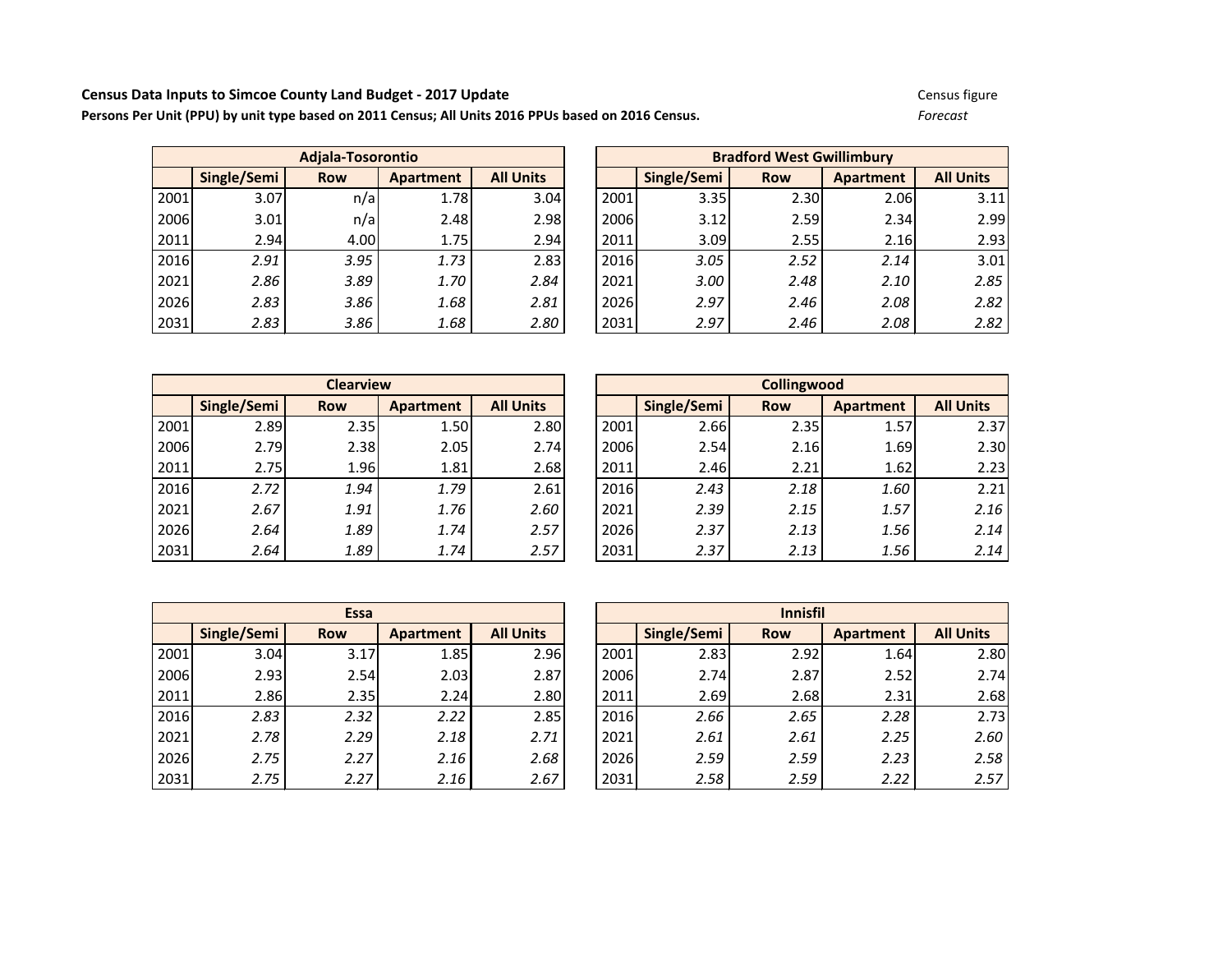**Census Data Inputs to Simcoe County Land Budget - 2017 Update**

**Persons Per Unit (PPU) by unit type based on 2011 Census; All Units 2016 PPUs based on 2016 Census.**

Census figure

*Forecast*

| Adjala-Tosorontio | | | | |
|---|---|---|---|---|
| | Single/Semi | Row | Apartment | All Units |
| 2001 | 3.07 | n/a | 1.78 | 3.04 |
| 2006 | 3.01 | n/a | 2.48 | 2.98 |
| 2011 | 2.94 | 4.00 | 1.75 | 2.94 |
| 2016 | *2.91* | *3.95* | *1.73* | 2.83 |
| 2021 | *2.86* | *3.89* | *1.70* | *2.84* |
| 2026 | *2.83* | *3.86* | *1.68* | *2.81* |
| 2031 | *2.83* | *3.86* | *1.68* | *2.80* |

| Bradford West Gwillimbury | | | | |
|---|---|---|---|---|
| | Single/Semi | Row | Apartment | All Units |
| 2001 | 3.35 | 2.30 | 2.06 | 3.11 |
| 2006 | 3.12 | 2.59 | 2.34 | 2.99 |
| 2011 | 3.09 | 2.55 | 2.16 | 2.93 |
| 2016 | *3.05* | *2.52* | *2.14* | 3.01 |
| 2021 | *3.00* | *2.48* | *2.10* | *2.85* |
| 2026 | *2.97* | *2.46* | *2.08* | *2.82* |
| 2031 | *2.97* | *2.46* | *2.08* | *2.82* |

| Clearview | | | | |
|---|---|---|---|---|
| | Single/Semi | Row | Apartment | All Units |
| 2001 | 2.89 | 2.35 | 1.50 | 2.80 |
| 2006 | 2.79 | 2.38 | 2.05 | 2.74 |
| 2011 | 2.75 | 1.96 | 1.81 | 2.68 |
| 2016 | *2.72* | *1.94* | *1.79* | 2.61 |
| 2021 | *2.67* | *1.91* | *1.76* | *2.60* |
| 2026 | *2.64* | *1.89* | *1.74* | *2.57* |
| 2031 | *2.64* | *1.89* | *1.74* | *2.57* |

| Collingwood | | | | |
|---|---|---|---|---|
| | Single/Semi | Row | Apartment | All Units |
| 2001 | 2.66 | 2.35 | 1.57 | 2.37 |
| 2006 | 2.54 | 2.16 | 1.69 | 2.30 |
| 2011 | 2.46 | 2.21 | 1.62 | 2.23 |
| 2016 | *2.43* | *2.18* | *1.60* | 2.21 |
| 2021 | *2.39* | *2.15* | *1.57* | *2.16* |
| 2026 | *2.37* | *2.13* | *1.56* | *2.14* |
| 2031 | *2.37* | *2.13* | *1.56* | *2.14* |

| Essa | | | | |
|---|---|---|---|---|
| | Single/Semi | Row | Apartment | All Units |
| 2001 | 3.04 | 3.17 | 1.85 | 2.96 |
| 2006 | 2.93 | 2.54 | 2.03 | 2.87 |
| 2011 | 2.86 | 2.35 | 2.24 | 2.80 |
| 2016 | *2.83* | *2.32* | *2.22* | 2.85 |
| 2021 | *2.78* | *2.29* | *2.18* | *2.71* |
| 2026 | *2.75* | *2.27* | *2.16* | *2.68* |
| 2031 | *2.75* | *2.27* | *2.16* | *2.67* |

| Innisfil | | | | |
|---|---|---|---|---|
| | Single/Semi | Row | Apartment | All Units |
| 2001 | 2.83 | 2.92 | 1.64 | 2.80 |
| 2006 | 2.74 | 2.87 | 2.52 | 2.74 |
| 2011 | 2.69 | 2.68 | 2.31 | 2.68 |
| 2016 | *2.66* | *2.65* | *2.28* | 2.73 |
| 2021 | *2.61* | *2.61* | *2.25* | *2.60* |
| 2026 | *2.59* | *2.59* | *2.23* | *2.58* |
| 2031 | *2.58* | *2.59* | *2.22* | *2.57* |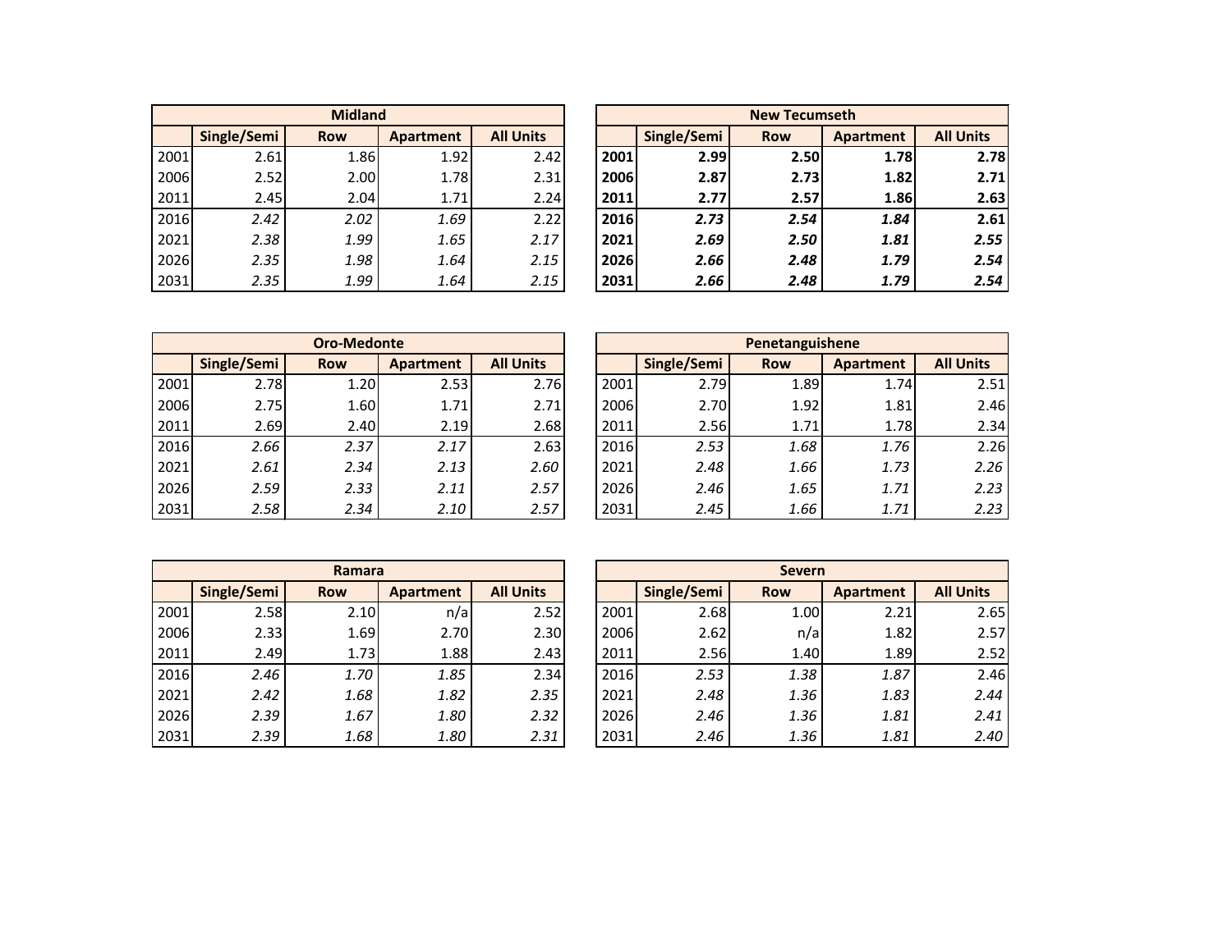| Midland | | | | |
|---|---|---|---|---|
| | Single/Semi | Row | Apartment | All Units |
| 2001 | 2.61 | 1.86 | 1.92 | 2.42 |
| 2006 | 2.52 | 2.00 | 1.78 | 2.31 |
| 2011 | 2.45 | 2.04 | 1.71 | 2.24 |
| 2016 | *2.42* | *2.02* | *1.69* | 2.22 |
| 2021 | *2.38* | *1.99* | *1.65* | *2.17* |
| 2026 | *2.35* | *1.98* | *1.64* | *2.15* |
| 2031 | *2.35* | *1.99* | *1.64* | *2.15* |

| New Tecumseth | | | | |
|---|---|---|---|---|
| | Single/Semi | Row | Apartment | All Units |
| **2001** | **2.99** | **2.50** | **1.78** | **2.78** |
| **2006** | **2.87** | **2.73** | **1.82** | **2.71** |
| **2011** | **2.77** | **2.57** | **1.86** | **2.63** |
| **2016** | ***2.73*** | ***2.54*** | ***1.84*** | **2.61** |
| **2021** | ***2.69*** | ***2.50*** | ***1.81*** | ***2.55*** |
| **2026** | ***2.66*** | ***2.48*** | ***1.79*** | ***2.54*** |
| **2031** | ***2.66*** | ***2.48*** | ***1.79*** | ***2.54*** |

| Oro-Medonte | | | | |
|---|---|---|---|---|
| | Single/Semi | Row | Apartment | All Units |
| 2001 | 2.78 | 1.20 | 2.53 | 2.76 |
| 2006 | 2.75 | 1.60 | 1.71 | 2.71 |
| 2011 | 2.69 | 2.40 | 2.19 | 2.68 |
| 2016 | *2.66* | *2.37* | *2.17* | 2.63 |
| 2021 | *2.61* | *2.34* | *2.13* | *2.60* |
| 2026 | *2.59* | *2.33* | *2.11* | *2.57* |
| 2031 | *2.58* | *2.34* | *2.10* | *2.57* |

| Penetanguishene | | | | |
|---|---|---|---|---|
| | Single/Semi | Row | Apartment | All Units |
| 2001 | 2.79 | 1.89 | 1.74 | 2.51 |
| 2006 | 2.70 | 1.92 | 1.81 | 2.46 |
| 2011 | 2.56 | 1.71 | 1.78 | 2.34 |
| 2016 | *2.53* | *1.68* | *1.76* | 2.26 |
| 2021 | *2.48* | *1.66* | *1.73* | *2.26* |
| 2026 | *2.46* | *1.65* | *1.71* | *2.23* |
| 2031 | *2.45* | *1.66* | *1.71* | *2.23* |

| Ramara | | | | |
|---|---|---|---|---|
| | Single/Semi | Row | Apartment | All Units |
| 2001 | 2.58 | 2.10 | n/a | 2.52 |
| 2006 | 2.33 | 1.69 | 2.70 | 2.30 |
| 2011 | 2.49 | 1.73 | 1.88 | 2.43 |
| 2016 | *2.46* | *1.70* | *1.85* | 2.34 |
| 2021 | *2.42* | *1.68* | *1.82* | *2.35* |
| 2026 | *2.39* | *1.67* | *1.80* | *2.32* |
| 2031 | *2.39* | *1.68* | *1.80* | *2.31* |

| Severn | | | | |
|---|---|---|---|---|
| | Single/Semi | Row | Apartment | All Units |
| 2001 | 2.68 | 1.00 | 2.21 | 2.65 |
| 2006 | 2.62 | n/a | 1.82 | 2.57 |
| 2011 | 2.56 | 1.40 | 1.89 | 2.52 |
| 2016 | *2.53* | *1.38* | *1.87* | 2.46 |
| 2021 | *2.48* | *1.36* | *1.83* | *2.44* |
| 2026 | *2.46* | *1.36* | *1.81* | *2.41* |
| 2031 | *2.46* | *1.36* | *1.81* | *2.40* |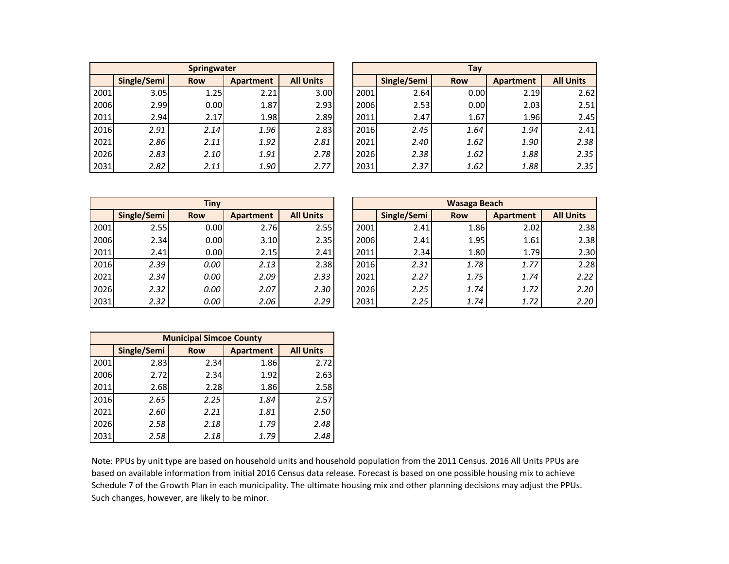| Springwater | | | | |
|---|---|---|---|---|
| | Single/Semi | Row | Apartment | All Units |
| 2001 | 3.05 | 1.25 | 2.21 | 3.00 |
| 2006 | 2.99 | 0.00 | 1.87 | 2.93 |
| 2011 | 2.94 | 2.17 | 1.98 | 2.89 |
| 2016 | *2.91* | *2.14* | *1.96* | 2.83 |
| 2021 | *2.86* | *2.11* | *1.92* | *2.81* |
| 2026 | *2.83* | *2.10* | *1.91* | *2.78* |
| 2031 | *2.82* | *2.11* | *1.90* | *2.77* |

| Tay | | | | |
|---|---|---|---|---|
| | Single/Semi | Row | Apartment | All Units |
| 2001 | 2.64 | 0.00 | 2.19 | 2.62 |
| 2006 | 2.53 | 0.00 | 2.03 | 2.51 |
| 2011 | 2.47 | 1.67 | 1.96 | 2.45 |
| 2016 | *2.45* | *1.64* | *1.94* | 2.41 |
| 2021 | *2.40* | *1.62* | *1.90* | *2.38* |
| 2026 | *2.38* | *1.62* | *1.88* | *2.35* |
| 2031 | *2.37* | *1.62* | *1.88* | *2.35* |

| Tiny | | | | |
|---|---|---|---|---|
| | Single/Semi | Row | Apartment | All Units |
| 2001 | 2.55 | 0.00 | 2.76 | 2.55 |
| 2006 | 2.34 | 0.00 | 3.10 | 2.35 |
| 2011 | 2.41 | 0.00 | 2.15 | 2.41 |
| 2016 | *2.39* | *0.00* | *2.13* | 2.38 |
| 2021 | *2.34* | *0.00* | *2.09* | *2.33* |
| 2026 | *2.32* | *0.00* | *2.07* | *2.30* |
| 2031 | *2.32* | *0.00* | *2.06* | *2.29* |

| Wasaga Beach | | | | |
|---|---|---|---|---|
| | Single/Semi | Row | Apartment | All Units |
| 2001 | 2.41 | 1.86 | 2.02 | 2.38 |
| 2006 | 2.41 | 1.95 | 1.61 | 2.38 |
| 2011 | 2.34 | 1.80 | 1.79 | 2.30 |
| 2016 | *2.31* | *1.78* | *1.77* | 2.28 |
| 2021 | *2.27* | *1.75* | *1.74* | *2.22* |
| 2026 | *2.25* | *1.74* | *1.72* | *2.20* |
| 2031 | *2.25* | *1.74* | *1.72* | *2.20* |

| Municipal Simcoe County | | | | |
|---|---|---|---|---|
| | Single/Semi | Row | Apartment | All Units |
| 2001 | 2.83 | 2.34 | 1.86 | 2.72 |
| 2006 | 2.72 | 2.34 | 1.92 | 2.63 |
| 2011 | 2.68 | 2.28 | 1.86 | 2.58 |
| 2016 | *2.65* | *2.25* | *1.84* | 2.57 |
| 2021 | *2.60* | *2.21* | *1.81* | *2.50* |
| 2026 | *2.58* | *2.18* | *1.79* | *2.48* |
| 2031 | *2.58* | *2.18* | *1.79* | *2.48* |

Note: PPUs by unit type are based on household units and household population from the 2011 Census. 2016 All Units PPUs are based on available information from initial 2016 Census data release. Forecast is based on one possible housing mix to achieve Schedule 7 of the Growth Plan in each municipality. The ultimate housing mix and other planning decisions may adjust the PPUs. Such changes, however, are likely to be minor.